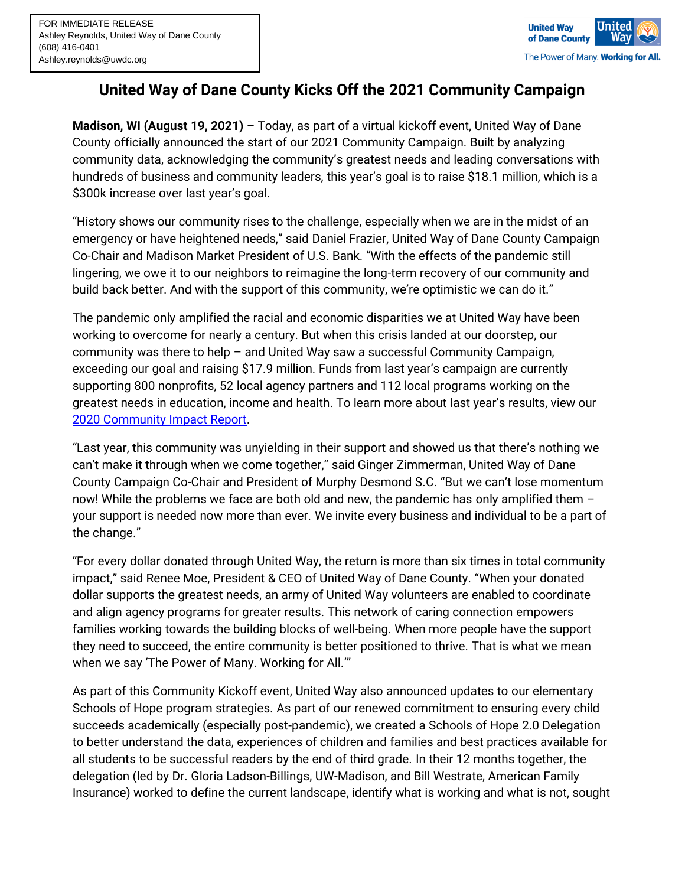FOR IMMEDIATE RELEASE
Ashley Reynolds, United Way of Dane County
(608) 416-0401
Ashley.reynolds@uwdc.org

United Way of Dane County
The Power of Many. **Working for All.**

# United Way of Dane County Kicks Off the 2021 Community Campaign

**Madison, WI (August 19, 2021)** – Today, as part of a virtual kickoff event, United Way of Dane County officially announced the start of our 2021 Community Campaign. Built by analyzing community data, acknowledging the community's greatest needs and leading conversations with hundreds of business and community leaders, this year's goal is to raise $18.1 million, which is a $300k increase over last year's goal.

"History shows our community rises to the challenge, especially when we are in the midst of an emergency or have heightened needs," said Daniel Frazier, United Way of Dane County Campaign Co-Chair and Madison Market President of U.S. Bank. "With the effects of the pandemic still lingering, we owe it to our neighbors to reimagine the long-term recovery of our community and build back better. And with the support of this community, we're optimistic we can do it."

The pandemic only amplified the racial and economic disparities we at United Way have been working to overcome for nearly a century. But when this crisis landed at our doorstep, our community was there to help – and United Way saw a successful Community Campaign, exceeding our goal and raising $17.9 million. Funds from last year's campaign are currently supporting 800 nonprofits, 52 local agency partners and 112 local programs working on the greatest needs in education, income and health. To learn more about last year's results, view our 2020 Community Impact Report.

"Last year, this community was unyielding in their support and showed us that there's nothing we can't make it through when we come together," said Ginger Zimmerman, United Way of Dane County Campaign Co-Chair and President of Murphy Desmond S.C. "But we can't lose momentum now! While the problems we face are both old and new, the pandemic has only amplified them – your support is needed now more than ever. We invite every business and individual to be a part of the change."

"For every dollar donated through United Way, the return is more than six times in total community impact," said Renee Moe, President & CEO of United Way of Dane County. "When your donated dollar supports the greatest needs, an army of United Way volunteers are enabled to coordinate and align agency programs for greater results. This network of caring connection empowers families working towards the building blocks of well-being. When more people have the support they need to succeed, the entire community is better positioned to thrive. That is what we mean when we say 'The Power of Many. Working for All.'"

As part of this Community Kickoff event, United Way also announced updates to our elementary Schools of Hope program strategies. As part of our renewed commitment to ensuring every child succeeds academically (especially post-pandemic), we created a Schools of Hope 2.0 Delegation to better understand the data, experiences of children and families and best practices available for all students to be successful readers by the end of third grade. In their 12 months together, the delegation (led by Dr. Gloria Ladson-Billings, UW-Madison, and Bill Westrate, American Family Insurance) worked to define the current landscape, identify what is working and what is not, sought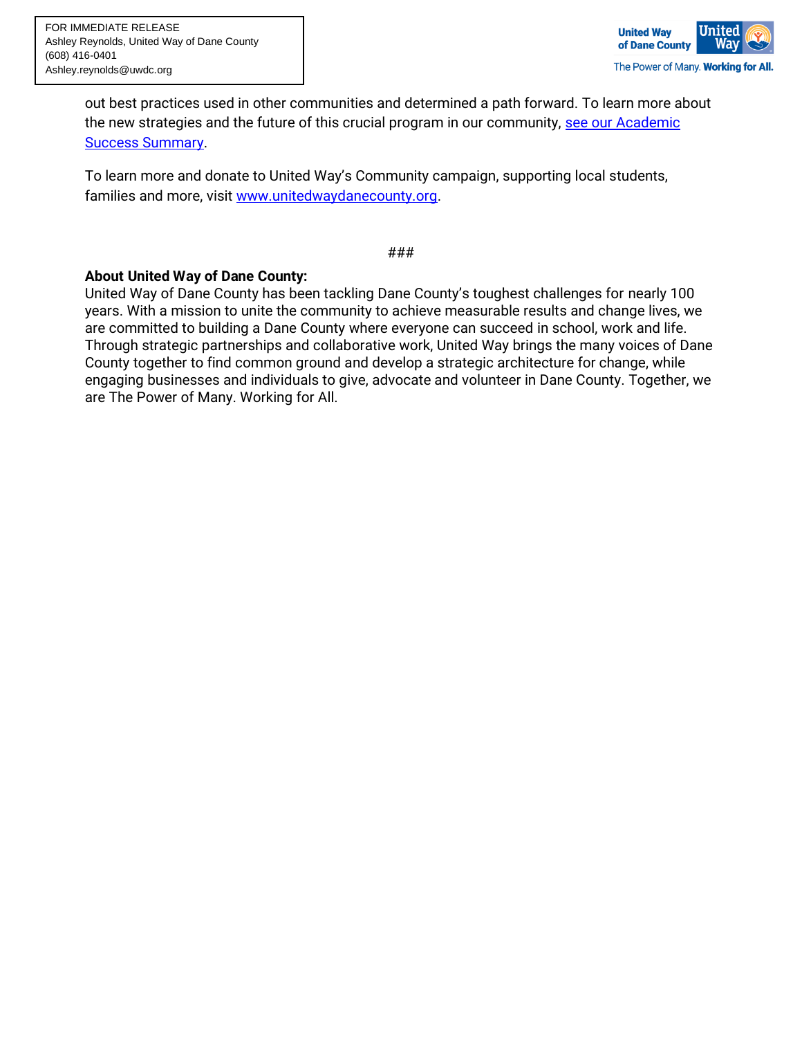out best practices used in other communities and determined a path forward. To learn more about the new strategies and the future of this crucial program in our community, see our Academic Success Summary.

To learn more and donate to United Way's Community campaign, supporting local students, families and more, visit www.unitedwaydanecounty.org.

###

**About United Way of Dane County:**
United Way of Dane County has been tackling Dane County's toughest challenges for nearly 100 years. With a mission to unite the community to achieve measurable results and change lives, we are committed to building a Dane County where everyone can succeed in school, work and life. Through strategic partnerships and collaborative work, United Way brings the many voices of Dane County together to find common ground and develop a strategic architecture for change, while engaging businesses and individuals to give, advocate and volunteer in Dane County. Together, we are The Power of Many. Working for All.